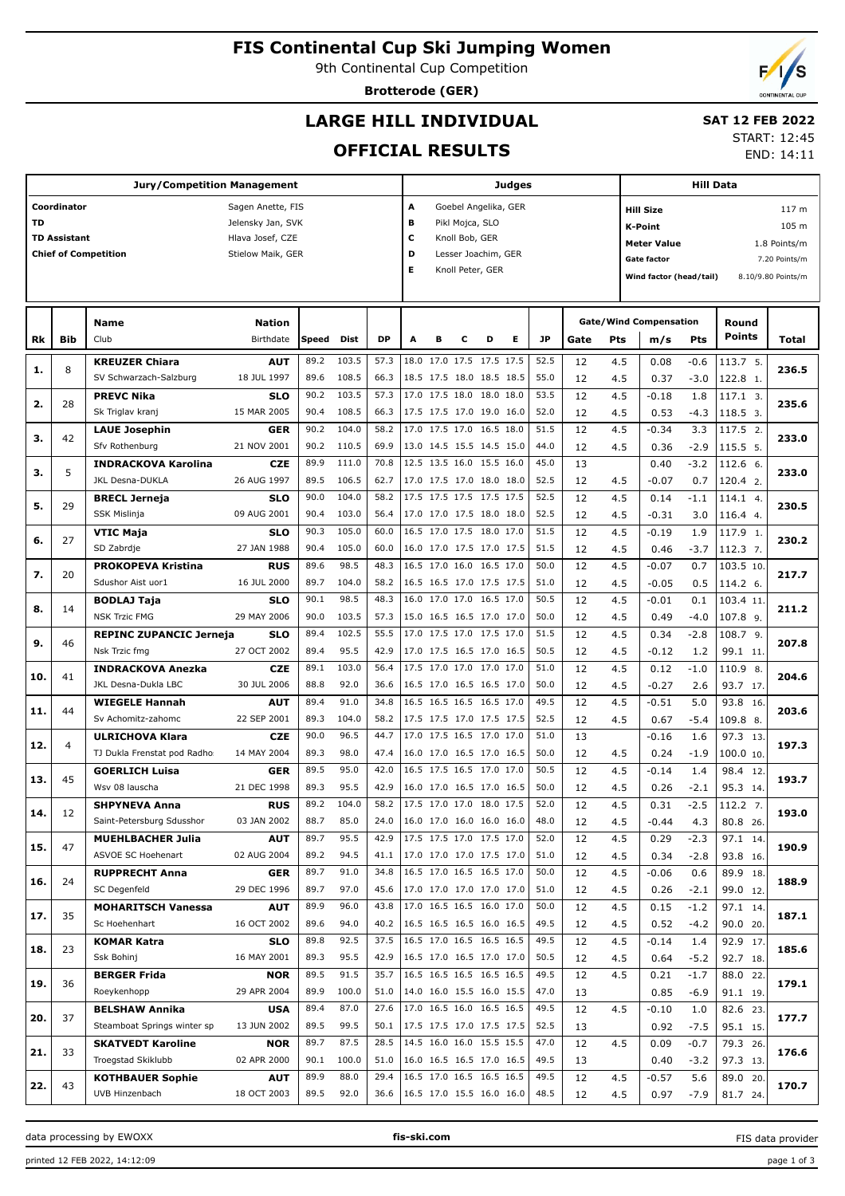# FIS Continental Cup Ski Jumping Women

9th Continental Cup Competition

**Brotterode (GER)**

## LARGE HILL INDIVIDUAL

## OFFICIAL RESULTS

**SAT 12 FEB 2022**

START: 12:45
END: 14:11

| Jury/Competition Management | |
|---|---|
| Coordinator | Sagen Anette, FIS |
| TD | Jelensky Jan, SVK |
| TD Assistant | Hlava Josef, CZE |
| Chief of Competition | Stielow Maik, GER |

| Judges | |
|---|---|
| A | Goebel Angelika, GER |
| B | Pikl Mojca, SLO |
| C | Knoll Bob, GER |
| D | Lesser Joachim, GER |
| E | Knoll Peter, GER |

| Hill Data | |
|---|---|
| Hill Size | 117 m |
| K-Point | 105 m |
| Meter Value | 1.8 Points/m |
| Gate factor | 7.20 Points/m |
| Wind factor (head/tail) | 8.10/9.80 Points/m |

| Rk | Bib | Name / Club | Nation / Birthdate | Speed | Dist | DP | A | B | C | D | E | JP | Gate | Pts | m/s | Pts | Round Points | Total |
|---|---|---|---|---|---|---|---|---|---|---|---|---|---|---|---|---|---|---|
| 1. | 8 | **KREUZER Chiara** | **AUT** | 89.2 | 103.5 | 57.3 | 18.0 | 17.0 | 17.5 | 17.5 | 17.5 | 52.5 | 12 | 4.5 | 0.08 | -0.6 | 113.7 5. | 236.5 |
| | | SV Schwarzach-Salzburg | 18 JUL 1997 | 89.6 | 108.5 | 66.3 | 18.5 | 17.5 | 18.0 | 18.5 | 18.5 | 55.0 | 12 | 4.5 | 0.37 | -3.0 | 122.8 1. | |
| 2. | 28 | **PREVC Nika** | **SLO** | 90.2 | 103.5 | 57.3 | 17.0 | 17.5 | 18.0 | 18.0 | 18.0 | 53.5 | 12 | 4.5 | -0.18 | 1.8 | 117.1 3. | 235.6 |
| | | Sk Triglav kranj | 15 MAR 2005 | 90.4 | 108.5 | 66.3 | 17.5 | 17.5 | 17.0 | 19.0 | 16.0 | 52.0 | 12 | 4.5 | 0.53 | -4.3 | 118.5 3. | |
| 3. | 42 | **LAUE Josephin** | **GER** | 90.2 | 104.0 | 58.2 | 17.0 | 17.5 | 17.0 | 16.5 | 18.0 | 51.5 | 12 | 4.5 | -0.34 | 3.3 | 117.5 2. | 233.0 |
| | | Sfv Rothenburg | 21 NOV 2001 | 90.2 | 110.5 | 69.9 | 13.0 | 14.5 | 15.5 | 14.5 | 15.0 | 44.0 | 12 | 4.5 | 0.36 | -2.9 | 115.5 5. | |
| 3. | 5 | **INDRACKOVA Karolina** | **CZE** | 89.9 | 111.0 | 70.8 | 12.5 | 13.5 | 16.0 | 15.5 | 16.0 | 45.0 | 13 | | 0.40 | -3.2 | 112.6 6. | 233.0 |
| | | JKL Desna-DUKLA | 26 AUG 1997 | 89.5 | 106.5 | 62.7 | 17.0 | 17.5 | 17.0 | 18.0 | 18.0 | 52.5 | 12 | 4.5 | -0.07 | 0.7 | 120.4 2. | |
| 5. | 29 | **BRECL Jerneja** | **SLO** | 90.0 | 104.0 | 58.2 | 17.5 | 17.5 | 17.5 | 17.5 | 17.5 | 52.5 | 12 | 4.5 | 0.14 | -1.1 | 114.1 4. | 230.5 |
| | | SSK Mislinja | 09 AUG 2001 | 90.4 | 103.0 | 56.4 | 17.0 | 17.0 | 17.5 | 18.0 | 18.0 | 52.5 | 12 | 4.5 | -0.31 | 3.0 | 116.4 4. | |
| 6. | 27 | **VTIC Maja** | **SLO** | 90.3 | 105.0 | 60.0 | 16.5 | 17.0 | 17.5 | 18.0 | 17.0 | 51.5 | 12 | 4.5 | -0.19 | 1.9 | 117.9 1. | 230.2 |
| | | SD Zabrdje | 27 JAN 1988 | 90.4 | 105.0 | 60.0 | 16.0 | 17.0 | 17.5 | 17.0 | 17.5 | 51.5 | 12 | 4.5 | 0.46 | -3.7 | 112.3 7. | |
| 7. | 20 | **PROKOPEVA Kristina** | **RUS** | 89.6 | 98.5 | 48.3 | 16.5 | 17.0 | 16.0 | 16.5 | 17.0 | 50.0 | 12 | 4.5 | -0.07 | 0.7 | 103.5 10. | 217.7 |
| | | Sdushor Aist uor1 | 16 JUL 2000 | 89.7 | 104.0 | 58.2 | 16.5 | 16.5 | 17.0 | 17.5 | 17.5 | 51.0 | 12 | 4.5 | -0.05 | 0.5 | 114.2 6. | |
| 8. | 14 | **BODLAJ Taja** | **SLO** | 90.1 | 98.5 | 48.3 | 16.0 | 17.0 | 17.0 | 16.5 | 17.0 | 50.5 | 12 | 4.5 | -0.01 | 0.1 | 103.4 11. | 211.2 |
| | | NSK Trzic FMG | 29 MAY 2006 | 90.0 | 103.5 | 57.3 | 15.0 | 16.5 | 16.5 | 17.0 | 17.0 | 50.0 | 12 | 4.5 | 0.49 | -4.0 | 107.8 9. | |
| 9. | 46 | **REPINC ZUPANCIC Jerneja** | **SLO** | 89.4 | 102.5 | 55.5 | 17.0 | 17.5 | 17.0 | 17.5 | 17.0 | 51.5 | 12 | 4.5 | 0.34 | -2.8 | 108.7 9. | 207.8 |
| | | Nsk Trzic fmg | 27 OCT 2002 | 89.4 | 95.5 | 42.9 | 17.0 | 17.5 | 16.5 | 17.0 | 16.5 | 50.5 | 12 | 4.5 | -0.12 | 1.2 | 99.1 11. | |
| 10. | 41 | **INDRACKOVA Anezka** | **CZE** | 89.1 | 103.0 | 56.4 | 17.5 | 17.0 | 17.0 | 17.0 | 17.0 | 51.0 | 12 | 4.5 | 0.12 | -1.0 | 110.9 8. | 204.6 |
| | | JKL Desna-Dukla LBC | 30 JUL 2006 | 88.8 | 92.0 | 36.6 | 16.5 | 17.0 | 16.5 | 16.5 | 17.0 | 50.0 | 12 | 4.5 | -0.27 | 2.6 | 93.7 17. | |
| 11. | 44 | **WIEGELE Hannah** | **AUT** | 89.4 | 91.0 | 34.8 | 16.5 | 16.5 | 16.5 | 16.5 | 17.0 | 49.5 | 12 | 4.5 | -0.51 | 5.0 | 93.8 16. | 203.6 |
| | | Sv Achomitz-zahomc | 22 SEP 2001 | 89.3 | 104.0 | 58.2 | 17.5 | 17.5 | 17.0 | 17.5 | 17.5 | 52.5 | 12 | 4.5 | 0.67 | -5.4 | 109.8 8. | |
| 12. | 4 | **ULRICHOVA Klara** | **CZE** | 90.0 | 96.5 | 44.7 | 17.0 | 17.5 | 16.5 | 17.0 | 17.0 | 51.0 | 13 | | -0.16 | 1.6 | 97.3 13. | 197.3 |
| | | TJ Dukla Frenstat pod Radho | 14 MAY 2004 | 89.3 | 98.0 | 47.4 | 16.0 | 17.0 | 16.5 | 17.0 | 16.5 | 50.0 | 12 | 4.5 | 0.24 | -1.9 | 100.0 10. | |
| 13. | 45 | **GOERLICH Luisa** | **GER** | 89.5 | 95.0 | 42.0 | 16.5 | 17.5 | 16.5 | 17.0 | 17.0 | 50.5 | 12 | 4.5 | -0.14 | 1.4 | 98.4 12. | 193.7 |
| | | Wsv 08 lauscha | 21 DEC 1998 | 89.3 | 95.5 | 42.9 | 16.0 | 17.0 | 16.5 | 17.0 | 16.5 | 50.0 | 12 | 4.5 | 0.26 | -2.1 | 95.3 14. | |
| 14. | 12 | **SHPYNEVA Anna** | **RUS** | 89.2 | 104.0 | 58.2 | 17.5 | 17.0 | 17.0 | 18.0 | 17.5 | 52.0 | 12 | 4.5 | 0.31 | -2.5 | 112.2 7. | 193.0 |
| | | Saint-Petersburg Sdusshor | 03 JAN 2002 | 88.7 | 85.0 | 24.0 | 16.0 | 17.0 | 16.0 | 16.0 | 16.0 | 48.0 | 12 | 4.5 | -0.44 | 4.3 | 80.8 26. | |
| 15. | 47 | **MUEHLBACHER Julia** | **AUT** | 89.7 | 95.5 | 42.9 | 17.5 | 17.5 | 17.0 | 17.5 | 17.0 | 52.0 | 12 | 4.5 | 0.29 | -2.3 | 97.1 14. | 190.9 |
| | | ASVOE SC Hoehenart | 02 AUG 2004 | 89.2 | 94.5 | 41.1 | 17.0 | 17.0 | 17.0 | 17.0 | 17.0 | 51.0 | 12 | 4.5 | 0.34 | -2.8 | 93.8 16. | |
| 16. | 24 | **RUPPRECHT Anna** | **GER** | 89.7 | 91.0 | 34.8 | 16.5 | 17.0 | 16.5 | 16.5 | 17.0 | 50.0 | 12 | 4.5 | -0.06 | 0.6 | 89.9 18. | 188.9 |
| | | SC Degenfeld | 29 DEC 1996 | 89.7 | 97.0 | 45.6 | 17.0 | 17.0 | 17.0 | 17.0 | 17.0 | 51.0 | 12 | 4.5 | 0.26 | -2.1 | 99.0 12. | |
| 17. | 35 | **MOHARITSCH Vanessa** | **AUT** | 89.9 | 96.0 | 43.8 | 17.0 | 16.5 | 16.5 | 16.0 | 17.0 | 50.0 | 12 | 4.5 | 0.15 | -1.2 | 97.1 14. | 187.1 |
| | | Sc Hoehenhart | 16 OCT 2002 | 89.6 | 94.0 | 40.2 | 16.5 | 16.5 | 16.5 | 16.0 | 16.5 | 49.5 | 12 | 4.5 | 0.52 | -4.2 | 90.0 20. | |
| 18. | 23 | **KOMAR Katra** | **SLO** | 89.8 | 92.5 | 37.5 | 16.5 | 17.0 | 16.5 | 16.5 | 16.5 | 49.5 | 12 | 4.5 | -0.14 | 1.4 | 92.9 17. | 185.6 |
| | | Ssk Bohinj | 16 MAY 2001 | 89.3 | 95.5 | 42.9 | 16.5 | 17.0 | 16.5 | 17.0 | 17.0 | 50.5 | 12 | 4.5 | 0.64 | -5.2 | 92.7 18. | |
| 19. | 36 | **BERGER Frida** | **NOR** | 89.5 | 91.5 | 35.7 | 16.5 | 16.5 | 16.5 | 16.5 | 16.5 | 49.5 | 12 | 4.5 | 0.21 | -1.7 | 88.0 22. | 179.1 |
| | | Roeykenhopp | 29 APR 2004 | 89.9 | 100.0 | 51.0 | 14.0 | 16.0 | 15.5 | 16.0 | 15.5 | 47.0 | 13 | | 0.85 | -6.9 | 91.1 19. | |
| 20. | 37 | **BELSHAW Annika** | **USA** | 89.4 | 87.0 | 27.6 | 17.0 | 16.5 | 16.0 | 16.5 | 16.5 | 49.5 | 12 | 4.5 | -0.10 | 1.0 | 82.6 23. | 177.7 |
| | | Steamboat Springs winter sp | 13 JUN 2002 | 89.5 | 99.5 | 50.1 | 17.5 | 17.5 | 17.0 | 17.5 | 17.5 | 52.5 | 13 | | 0.92 | -7.5 | 95.1 15. | |
| 21. | 33 | **SKATVEDT Karoline** | **NOR** | 89.7 | 87.5 | 28.5 | 14.5 | 16.0 | 16.0 | 15.5 | 15.5 | 47.0 | 12 | 4.5 | 0.09 | -0.7 | 79.3 26. | 176.6 |
| | | Troegstad Skiklubb | 02 APR 2000 | 90.1 | 100.0 | 51.0 | 16.0 | 16.5 | 16.5 | 17.0 | 16.5 | 49.5 | 13 | | 0.40 | -3.2 | 97.3 13. | |
| 22. | 43 | **KOTHBAUER Sophie** | **AUT** | 89.9 | 88.0 | 29.4 | 16.5 | 17.0 | 16.5 | 16.5 | 16.5 | 49.5 | 12 | 4.5 | -0.57 | 5.6 | 89.0 20. | 170.7 |
| | | UVB Hinzenbach | 18 OCT 2003 | 89.5 | 92.0 | 36.6 | 16.5 | 17.0 | 15.5 | 16.0 | 16.0 | 48.5 | 12 | 4.5 | 0.97 | -7.9 | 81.7 24. | |

data processing by EWOXX — fis-ski.com — FIS data provider

printed 12 FEB 2022, 14:12:09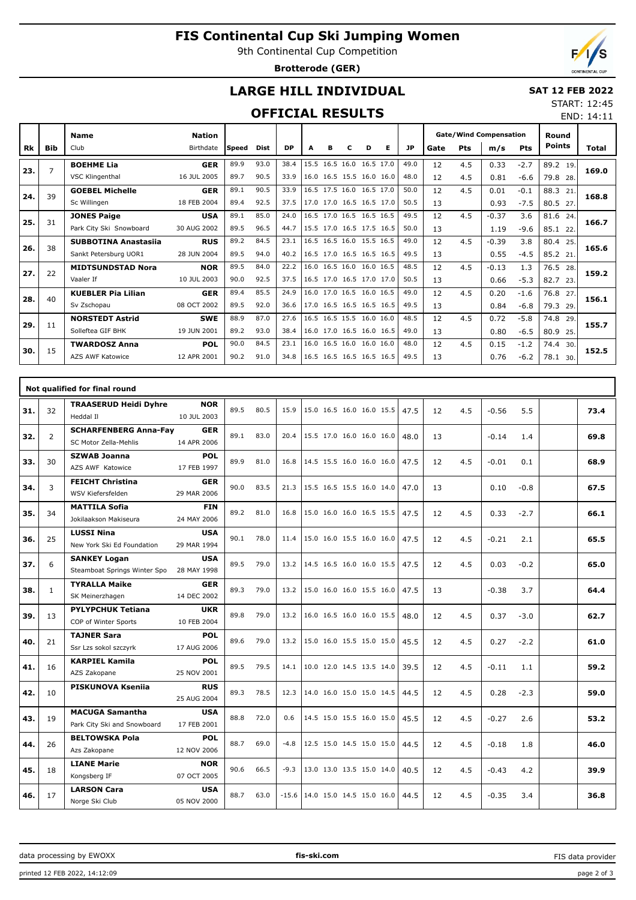# FIS Continental Cup Ski Jumping Women

9th Continental Cup Competition

**Brotterode (GER)**

## LARGE HILL INDIVIDUAL

**SAT 12 FEB 2022**

START: 12:45

END: 14:11

## OFFICIAL RESULTS

| Rk | Bib | Name / Club | Nation / Birthdate | Speed | Dist | DP | A | B | C | D | E | JP | Gate | Pts | m/s | Pts | Round Points | Total |
|---|---|---|---|---|---|---|---|---|---|---|---|---|---|---|---|---|---|---|
| 23. | 7 | BOEHME Lia | GER | 89.9 | 93.0 | 38.4 | 15.5 | 16.5 | 16.0 | 16.5 | 17.0 | 49.0 | 12 | 4.5 | 0.33 | -2.7 | 89.2 19. | 169.0 |
| | | VSC Klingenthal | 16 JUL 2005 | 89.7 | 90.5 | 33.9 | 16.0 | 16.5 | 15.5 | 16.0 | 16.0 | 48.0 | 12 | 4.5 | 0.81 | -6.6 | 79.8 28. | |
| 24. | 39 | GOEBEL Michelle | GER | 89.1 | 90.5 | 33.9 | 16.5 | 17.5 | 16.0 | 16.5 | 17.0 | 50.0 | 12 | 4.5 | 0.01 | -0.1 | 88.3 21. | 168.8 |
| | | Sc Willingen | 18 FEB 2004 | 89.4 | 92.5 | 37.5 | 17.0 | 17.0 | 16.5 | 16.5 | 17.0 | 50.5 | 13 | | 0.93 | -7.5 | 80.5 27. | |
| 25. | 31 | JONES Paige | USA | 89.1 | 85.0 | 24.0 | 16.5 | 17.0 | 16.5 | 16.5 | 16.5 | 49.5 | 12 | 4.5 | -0.37 | 3.6 | 81.6 24. | 166.7 |
| | | Park City Ski Snowboard | 30 AUG 2002 | 89.5 | 96.5 | 44.7 | 15.5 | 17.0 | 16.5 | 17.5 | 16.5 | 50.0 | 13 | | 1.19 | -9.6 | 85.1 22. | |
| 26. | 38 | SUBBOTINA Anastasiia | RUS | 89.2 | 84.5 | 23.1 | 16.5 | 16.5 | 16.0 | 15.5 | 16.5 | 49.0 | 12 | 4.5 | -0.39 | 3.8 | 80.4 25. | 165.6 |
| | | Sankt Petersburg UOR1 | 28 JUN 2004 | 89.5 | 94.0 | 40.2 | 16.5 | 17.0 | 16.5 | 16.5 | 16.5 | 49.5 | 13 | | 0.55 | -4.5 | 85.2 21. | |
| 27. | 22 | MIDTSUNDSTAD Nora | NOR | 89.5 | 84.0 | 22.2 | 16.0 | 16.5 | 16.0 | 16.0 | 16.5 | 48.5 | 12 | 4.5 | -0.13 | 1.3 | 76.5 28. | 159.2 |
| | | Vaaler If | 10 JUL 2003 | 90.0 | 92.5 | 37.5 | 16.5 | 17.0 | 16.5 | 17.0 | 17.0 | 50.5 | 13 | | 0.66 | -5.3 | 82.7 23. | |
| 28. | 40 | KUEBLER Pia Lilian | GER | 89.4 | 85.5 | 24.9 | 16.0 | 17.0 | 16.5 | 16.0 | 16.5 | 49.0 | 12 | 4.5 | 0.20 | -1.6 | 76.8 27. | 156.1 |
| | | Sv Zschopau | 08 OCT 2002 | 89.5 | 92.0 | 36.6 | 17.0 | 16.5 | 16.5 | 16.5 | 16.5 | 49.5 | 13 | | 0.84 | -6.8 | 79.3 29. | |
| 29. | 11 | NORSTEDT Astrid | SWE | 88.9 | 87.0 | 27.6 | 16.5 | 16.5 | 15.5 | 16.0 | 16.0 | 48.5 | 12 | 4.5 | 0.72 | -5.8 | 74.8 29. | 155.7 |
| | | Solleftea GIF BHK | 19 JUN 2001 | 89.2 | 93.0 | 38.4 | 16.0 | 17.0 | 16.5 | 16.0 | 16.5 | 49.0 | 13 | | 0.80 | -6.5 | 80.9 25. | |
| 30. | 15 | TWARDOSZ Anna | POL | 90.0 | 84.5 | 23.1 | 16.0 | 16.5 | 16.0 | 16.0 | 16.0 | 48.0 | 12 | 4.5 | 0.15 | -1.2 | 74.4 30. | 152.5 |
| | | AZS AWF Katowice | 12 APR 2001 | 90.2 | 91.0 | 34.8 | 16.5 | 16.5 | 16.5 | 16.5 | 16.5 | 49.5 | 13 | | 0.76 | -6.2 | 78.1 30. | |

### Not qualified for final round

| Rk | Bib | Name / Club | Nation / Birthdate | Speed | Dist | DP | A | B | C | D | E | JP | Gate | Pts | m/s | Pts | Round Points | Total |
|---|---|---|---|---|---|---|---|---|---|---|---|---|---|---|---|---|---|---|
| 31. | 32 | TRAASERUD Heidi Dyhre / Heddal Il | NOR / 10 JUL 2003 | 89.5 | 80.5 | 15.9 | 15.0 | 16.5 | 16.0 | 16.0 | 15.5 | 47.5 | 12 | 4.5 | -0.56 | 5.5 | | 73.4 |
| 32. | 2 | SCHARFENBERG Anna-Fay / SC Motor Zella-Mehlis | GER / 14 APR 2006 | 89.1 | 83.0 | 20.4 | 15.5 | 17.0 | 16.0 | 16.0 | 16.0 | 48.0 | 13 | | -0.14 | 1.4 | | 69.8 |
| 33. | 30 | SZWAB Joanna / AZS AWF Katowice | POL / 17 FEB 1997 | 89.9 | 81.0 | 16.8 | 14.5 | 15.5 | 16.0 | 16.0 | 16.0 | 47.5 | 12 | 4.5 | -0.01 | 0.1 | | 68.9 |
| 34. | 3 | FEICHT Christina / WSV Kiefersfelden | GER / 29 MAR 2006 | 90.0 | 83.5 | 21.3 | 15.5 | 16.5 | 15.5 | 16.0 | 14.0 | 47.0 | 13 | | 0.10 | -0.8 | | 67.5 |
| 35. | 34 | MATTILA Sofia / Jokilaakson Makiseura | FIN / 24 MAY 2006 | 89.2 | 81.0 | 16.8 | 15.0 | 16.0 | 16.0 | 16.5 | 15.5 | 47.5 | 12 | 4.5 | 0.33 | -2.7 | | 66.1 |
| 36. | 25 | LUSSI Nina / New York Ski Ed Foundation | USA / 29 MAR 1994 | 90.1 | 78.0 | 11.4 | 15.0 | 16.0 | 15.5 | 16.0 | 16.0 | 47.5 | 12 | 4.5 | -0.21 | 2.1 | | 65.5 |
| 37. | 6 | SANKEY Logan / Steamboat Springs Winter Spo | USA / 28 MAY 1998 | 89.5 | 79.0 | 13.2 | 14.5 | 16.5 | 16.0 | 16.0 | 15.5 | 47.5 | 12 | 4.5 | 0.03 | -0.2 | | 65.0 |
| 38. | 1 | TYRALLA Maike / SK Meinerzhagen | GER / 14 DEC 2002 | 89.3 | 79.0 | 13.2 | 15.0 | 16.0 | 16.0 | 15.5 | 16.0 | 47.5 | 13 | | -0.38 | 3.7 | | 64.4 |
| 39. | 13 | PYLYPCHUK Tetiana / COP of Winter Sports | UKR / 10 FEB 2004 | 89.8 | 79.0 | 13.2 | 16.0 | 16.5 | 16.0 | 16.0 | 15.5 | 48.0 | 12 | 4.5 | 0.37 | -3.0 | | 62.7 |
| 40. | 21 | TAJNER Sara / Ssr Lzs sokol szczyrk | POL / 17 AUG 2006 | 89.6 | 79.0 | 13.2 | 15.0 | 16.0 | 15.5 | 15.0 | 15.0 | 45.5 | 12 | 4.5 | 0.27 | -2.2 | | 61.0 |
| 41. | 16 | KARPIEL Kamila / AZS Zakopane | POL / 25 NOV 2001 | 89.5 | 79.5 | 14.1 | 10.0 | 12.0 | 14.5 | 13.5 | 14.0 | 39.5 | 12 | 4.5 | -0.11 | 1.1 | | 59.2 |
| 42. | 10 | PISKUNOVA Ksenia | RUS / 25 AUG 2004 | 89.3 | 78.5 | 12.3 | 14.0 | 16.0 | 15.0 | 15.0 | 14.5 | 44.5 | 12 | 4.5 | 0.28 | -2.3 | | 59.0 |
| 43. | 19 | MACUGA Samantha / Park City Ski and Snowboard | USA / 17 FEB 2001 | 88.8 | 72.0 | 0.6 | 14.5 | 15.0 | 15.5 | 16.0 | 15.0 | 45.5 | 12 | 4.5 | -0.27 | 2.6 | | 53.2 |
| 44. | 26 | BELTOWSKA Pola / Azs Zakopane | POL / 12 NOV 2006 | 88.7 | 69.0 | -4.8 | 12.5 | 15.0 | 14.5 | 15.0 | 15.0 | 44.5 | 12 | 4.5 | -0.18 | 1.8 | | 46.0 |
| 45. | 18 | LIANE Marie / Kongsberg IF | NOR / 07 OCT 2005 | 90.6 | 66.5 | -9.3 | 13.0 | 13.0 | 13.5 | 15.0 | 14.0 | 40.5 | 12 | 4.5 | -0.43 | 4.2 | | 39.9 |
| 46. | 17 | LARSON Cara / Norge Ski Club | USA / 05 NOV 2000 | 88.7 | 63.0 | -15.6 | 14.0 | 15.0 | 14.5 | 15.0 | 16.0 | 44.5 | 12 | 4.5 | -0.35 | 3.4 | | 36.8 |

data processing by EWOXX | fis-ski.com | FIS data provider

printed 12 FEB 2022, 14:12:09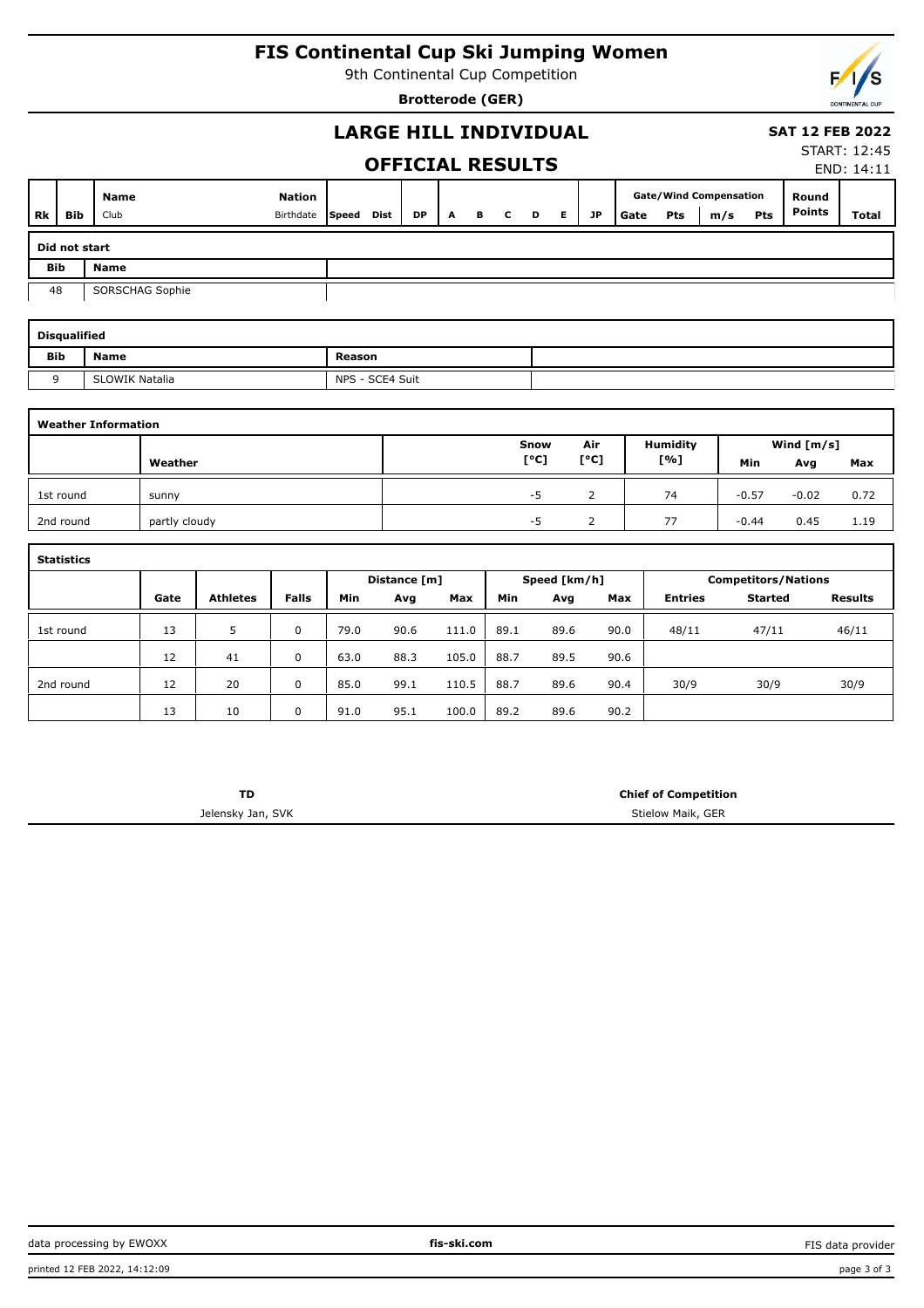# FIS Continental Cup Ski Jumping Women

9th Continental Cup Competition

**Brotterode (GER)**

## LARGE HILL INDIVIDUAL

**SAT 12 FEB 2022**

START: 12:45

END: 14:11

## OFFICIAL RESULTS

| Rk | Bib | Name / Club | Nation / Birthdate | Speed | Dist | DP | A | B | C | D | E | JP | Gate | Pts | m/s | Pts | Round Points | Total |
|---|---|---|---|---|---|---|---|---|---|---|---|---|---|---|---|---|---|---|

**Did not start**

| Bib | Name |
|---|---|
| 48 | SORSCHAG Sophie |

**Disqualified**

| Bib | Name | Reason |
|---|---|---|
| 9 | SLOWIK Natalia | NPS - SCE4 Suit |

**Weather Information**

| | Weather | Snow [°C] | Air [°C] | Humidity [%] | Wind [m/s] Min | Wind [m/s] Avg | Wind [m/s] Max |
|---|---|---|---|---|---|---|---|
| 1st round | sunny | -5 | 2 | 74 | -0.57 | -0.02 | 0.72 |
| 2nd round | partly cloudy | -5 | 2 | 77 | -0.44 | 0.45 | 1.19 |

**Statistics**

| | Gate | Athletes | Falls | Distance [m] Min | Distance [m] Avg | Distance [m] Max | Speed [km/h] Min | Speed [km/h] Avg | Speed [km/h] Max | Competitors/Nations Entries | Competitors/Nations Started | Competitors/Nations Results |
|---|---|---|---|---|---|---|---|---|---|---|---|---|
| 1st round | 13 | 5 | 0 | 79.0 | 90.6 | 111.0 | 89.1 | 89.6 | 90.0 | 48/11 | 47/11 | 46/11 |
| | 12 | 41 | 0 | 63.0 | 88.3 | 105.0 | 88.7 | 89.5 | 90.6 | | | |
| 2nd round | 12 | 20 | 0 | 85.0 | 99.1 | 110.5 | 88.7 | 89.6 | 90.4 | 30/9 | 30/9 | 30/9 |
| | 13 | 10 | 0 | 91.0 | 95.1 | 100.0 | 89.2 | 89.6 | 90.2 | | | |

**TD**
Jelensky Jan, SVK

**Chief of Competition**
Stielow Maik, GER

data processing by EWOXX | fis-ski.com | FIS data provider

printed 12 FEB 2022, 14:12:09